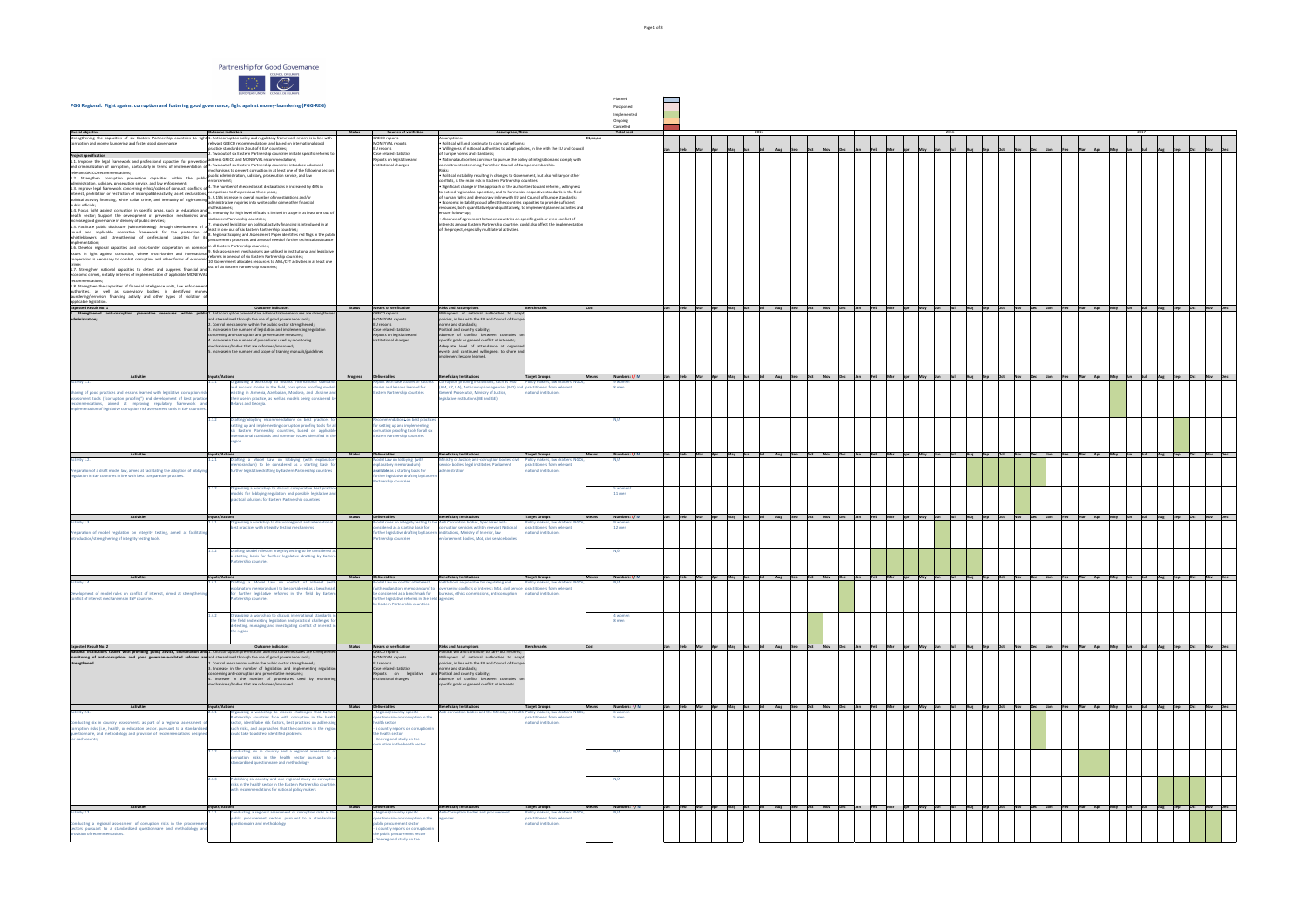# Partnership for Good Governance

**PGG Regional: Fight against corruption and fostering good governance; fight against money-laundering (PGG-REG)**

Legend: Planned | Postponed | Implemented | Ongoing | Cancelled

| Overall objective | Outcome indicators | Status | Sources of verification | Assumption/Risks | Total cost |
|---|---|---|---|---|---|
| Strengthening the capacities of six Eastern Partnership countries to fight corruption and money laundering and foster good governance<br><br>**Project specification**<br>1.1. Improve the legal framework and professional capacities for prevention and criminalisation of corruption, particularly in terms of implementation of relevant GRECO recommendations;<br>1.2. Strengthen corruption prevention capacities within the public administration, judiciary, prosecution service, and law enforcement;<br>1.3. Improve legal framework concerning ethics/codes of conduct, conflicts of interest, prohibition or restriction of incompatible activity, asset declarations, political activity financing, white collar crime, and immunity of high-ranking public officials;<br>1.4. Focus fight against corruption in specific areas, such as education and health sector; Support the development of prevention mechanisms and increase good governance in delivery of public services;<br>1.5. Facilitate public disclosure (whistleblowing) through development of a sound and applicable normative framework for the protection of whistleblowers and strengthening of professional capacities for its implementation;<br>1.6. Develop regional capacities and cross-border cooperation on common issues in fight against corruption, where cross-border and international cooperation is necessary to combat corruption and other forms of economic crime;<br>1.7. Strengthen national capacities to detect and suppress financial and economic crimes, notably in terms of implementation of applicable MONEYVAL recommendations;<br>1.8. Strengthen the capacities of financial intelligence units, law enforcement authorities, as well as supervisory bodies, in identifying money laundering/terrorism financing activity and other types of violation of applicable legislation. | 1. Anti-corruption policy and regulatory framework reforms is in line with relevant GRECO recommendations and based on international good practice standards in 2 out of 6 EaP countries;<br>2. Two out of six Eastern Partnership countries initiate specific reforms to address GRECO and MONEYVAL recommendations;<br>3. Two out of six Eastern Partnership countries introduce advanced mechanisms to prevent corruption in at least one of the following sectors: public administration, judiciary, prosecution service, and law enforcement;<br>4. The number of checked asset declarations is increased by 40% in comparison to the previous three years;<br>5. A 15% increase in overall number of investigations and/or administrative inquiries into white-collar crime other financial malfeasances;<br>6. Immunity for high level officials is limited in scope in at least one out of six Eastern Partnership countries;<br>7. Improved legislation on political activity financing is introduced in at least in one out of six Eastern Partnership countries;<br>8. Regional Scoping and Assessment Paper identifies red flags in the public procurement processes and areas of need of further technical assistance in all Eastern Partnership countries;<br>9. Risk-assessment mechanisms are utilised in institutional and legislative reforms in one out of six Eastern Partnership countries;<br>10. Government allocates resources to AML/CFT activities in at least one out of six Eastern Partnership countries; | | GRECO reports<br>MONEYVAL reports<br>EU reports<br>Case related statistics<br>Reports on legislative and institutional changes | Assumptions:<br>• Political will and continuity to carry out reforms;<br>• Willingness of national authorities to adopt policies, in line with the EU and Council of Europe norms and standards;<br>• National authorities continue to pursue the policy of integration and comply with commitments stemming from their Council of Europe membership.<br>Risks:<br>• Political instability resulting in changes to Government, but also military or other conflicts, is the main risk in Eastern Partnership countries;<br>• Significant change in the approach of the authorities toward reforms, willingness to extend regional co-operation, and to harmonise respective standards in the field of human rights and democracy in line with EU and Council of Europe standards;<br>• Economic instability could affect the countries capacities to provide sufficient resources, both quantitatively and qualitatively, to implement planned activities and ensure follow-up;<br>• Absence of agreement between countries on specific goals or even conflict of interests among Eastern Partnership countries could also affect the implementation of the project, especially multilateral activities. | €1,xxx,xxx |

## Expected Result No. 1

| Expected Result No. 1 | Outcome indicators | Status | Means of verification | Risks and Assumptions | Benchmarks | Cost |
|---|---|---|---|---|---|---|
| 1. Strengthened anti-corruption preventive measures within public administration; | 1. Anti-corruption preventative administrative measures are strengthened and streamlined through the use of good governance tools;<br>2. Control mechanisms within the public sector strengthened;<br>3. Increase in the number of legislation and implementing regulation concerning anti-corruption and preventative measures;<br>4. Increase in the number of procedures used by monitoring mechanisms/bodies that are reformed/improved;<br>5. Increase in the number and scope of training manuals/guidelines | | GRECO reports<br>MONEYVAL reports<br>EU reports<br>Case related statistics<br>Reports on legislative and institutional changes | Willingness of national authorities to adopt policies, in line with the EU and Council of Europe norms and standards;<br>Political and country stability;<br>Absence of conflict between countries on specific goals or general conflict of interests;<br>Adequate level of attendance at organized events and continued willingness to share and implement lessons learned. | | |

| Activities | Inputs/Actions | | Progress | Deliverables | Beneficiary institutions | Target Groups | Means | Numbers: F / M |
|---|---|---|---|---|---|---|---|---|
| Activity 1.1.<br>Sharing of good practices and lessons learned with legislative corruption risk assessment tools ("corruption proofing") and development of best practice recommendations, aimed at improving regulatory framework and implementation of legislative corruption risk assessment tools in EaP countries. | 1.1.1 | Organising a workshop to discuss international standards and success stories in the field, corruption proofing models existing in Armenia, Azerbaijan, Moldova, and Ukraine and their use in practice, as well as models being considered by Belarus and Georgia | | Report with case studies of success stories and lessons learned for Eastern Partnership countries | Corruption proofing institutions, such as MoJ (AM, AZ, UA), Anti-corruption agencies (MD) and General Prosecutor, Ministry of Justice, legislative institutions (BE and GE) | Policy makers, law drafters, NGOs, practitioners form relevant national institutions | | X women<br>X men |
| | 1.1.2 | Drafting/adopting recommendations on best practices for setting up and implementing corruption proofing tools for all six Eastern Partnership countries, based on applicable international standards and common issues identified in the region | | Recommendations on best practices for setting up and implementing corruption proofing tools for all six Eastern Partnership countries | | | | N/A |

| Activities | Inputs/Actions | | Status | Deliverables | Beneficiary institutions | Target Groups | Means | Numbers: F / M |
|---|---|---|---|---|---|---|---|---|
| Activity 1.2.<br>Preparation of a draft model law, aimed at facilitating the adoption of lobbying regulation in EaP countries in line with best comparative practices. | 1.2.1 | Drafting a Model Law on lobbying (with explanatory memorandum) to be considered as a starting basis for further legislative drafting by Eastern Partnership countries | | Model Law on lobbying (with explanatory memorandum) available as a starting basis for further legislative drafting by Eastern Partnership countries | Ministry of Justice, anti-corruption bodies, civil service bodies, legal institutes, Parliament administration | Policy makers, law drafters, NGOs, practitioners form relevant national institutions | | N/A |
| | 1.2.2 | Organising a workshop to discuss comparative best practice models for lobbying regulation and possible legislative and practical solutions for Eastern Partnership countries | | | | | | X women<br>11 men |

| Activities | Inputs/Actions | | Status | Deliverables | Beneficiary institutions | Target Groups | Means | Numbers: F / M |
|---|---|---|---|---|---|---|---|---|
| Activity 1.3.<br>Preparation of model regulation on integrity testing, aimed at facilitating introduction/strengthening of integrity testing tools. | 1.3.1 | Organising a workshop to discuss regional and international best practices with integrity testing mechanisms | | Model rules on integrity testing to be considered as a starting basis for further legislative drafting by Eastern Partnership countries | Anti-corruption bodies, Specialised anti-corruption services within relevant National institutions; Ministry of Interior, law enforcement bodies, MoJ, civil service bodies | Policy makers, law drafters, NGOs, practitioners form relevant national institutions | | X women<br>12 men |
| | 1.3.2 | Drafting Model rules on integrity testing to be considered as a starting basis for further legislative drafting by Eastern Partnership countries | | | | | | N/A |

| Activities | Inputs/Actions | | Status | Deliverables | Beneficiary institutions | Target Groups | Means | Numbers: F / M |
|---|---|---|---|---|---|---|---|---|
| Activity 1.4.<br>Development of model rules on conflict of interest, aimed at strengthening conflict of interest mechanisms in EaP countries | 1.4.1 | Drafting a Model Law on conflict of interest (with explanatory memorandum) to be considered as a benchmark for further legislative reforms in the field by Eastern Partnership countries | | Model Law on conflict of interest (with explanatory memorandum) to be considered as a benchmark for further legislative reforms in the field by Eastern Partnership countries | Institutions responsible for regulating and overseeing conflicts of interest; MoJ, civil service bureaus, ethics commissions, anti-corruption agencies | Policy makers, law drafters, NGOs, practitioners form relevant national institutions | | N/A |
| | 1.4.2 | Organising a workshop to discuss international standards in the field and existing legislation and practical challenges for detecting, managing and investigating conflict of interest in the region | | | | | | X women<br>8 men |

## Expected Result No. 2

| Expected Result No. 2 | Outcome indicators | Status | Means of verification | Risks and Assumptions | Benchmarks | Cost |
|---|---|---|---|---|---|---|
| National institutions tasked with providing policy advice, coordination and monitoring of anti-corruption and good governance-related reforms are strengthened | 1. Anti-corruption preventative administrative measures are strengthened and streamlined through the use of good governance tools;<br>2. Control mechanisms within the public sector strengthened;<br>3. Increase in the number of legislation and implementing regulation concerning anti-corruption and preventative measures;<br>4. Increase in the number of procedures used by monitoring mechanisms/bodies that are reformed/improved | | GRECO reports<br>MONEYVAL reports<br>EU reports<br>Case related statistics<br>Reports on legislative and institutional changes | Political will and continuity to carry out reforms;<br>Willingness of national authorities to adopt policies, in line with the EU and Council of Europe norms and standards;<br>Political and country stability;<br>Absence of conflict between countries on specific goals or general conflict of interests. | | |

| Activities | Inputs/Actions | | Status | Deliverables | Beneficiary institutions | Target Groups | Means | Numbers: F / M |
|---|---|---|---|---|---|---|---|---|
| Activity 2.1.<br>Conducting six in country assessments as part of a regional assessment of corruption risks (i.e., health, or education sector, pursuant to a standardised questionnaire, and methodology and provision of recommendations designed for each country | 2.1.1 | Organising a workshop to discuss challenges that Eastern Partnership countries face with corruption in the health sector, identifiable risk factors, best practices on addressing such risks, and approaches that the countries in the region could take to address identified problems | | - Regional country specific questionnaire on corruption in the health sector<br>- 6 country reports on corruption in the health sector<br>- One regional study on the corruption in the health sector | Anti-corruption bodies and the Ministry of Health | Policy makers, law drafters, NGOs, practitioners form relevant national institutions | | X women<br>X men |
| | 2.1.2 | Conducting six in country and a regional assessment of corruption risks in the health sector pursuant to a standardised questionnaire and methodology | | | | | | N/A |
| | 2.1.3 | Publishing six country and one regional study on corruption risks in the health sector in the Eastern Partnership countries with recommendations for national policy makers | | | | | | N/A |

| Activities | Inputs/Actions | | Status | Deliverables | Beneficiary institutions | Target Groups | Means | Numbers: F / M |
|---|---|---|---|---|---|---|---|---|
| Activity 2.2.<br>Conducting a regional assessment of corruption risks in the procurement sectors pursuant to a standardized questionnaire and methodology and provision of recommendations. | 2.2.1 | Conducting a regional assessment of corruption risks in the public procurement sectors pursuant to a standardised questionnaire and methodology | | - Regional country specific questionnaire on corruption in the public procurement sector<br>- 6 country reports on corruption in the public procurement sector<br>- One regional study on the | Anti-Corruption bodies and procurement agencies | Policy makers, law drafters, NGOs, practitioners form relevant national institutions | | N/A |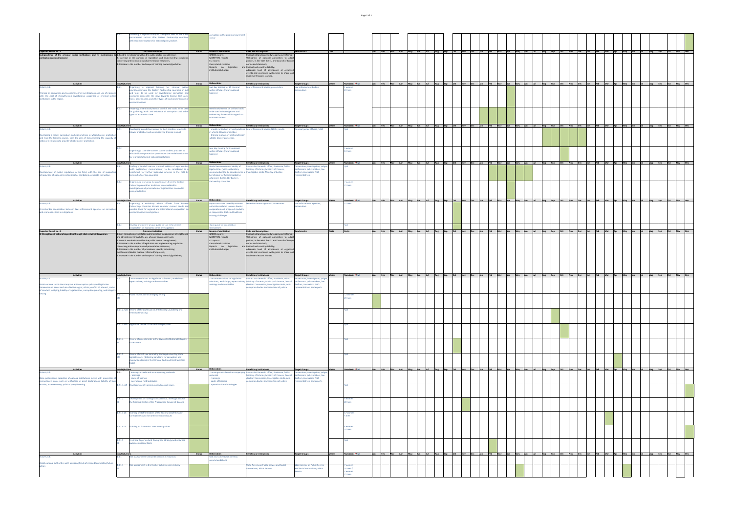| | | | | | | | | | |
|---|---|---|---|---|---|---|---|---|---|
| | 3.2.2 | Publishing a regional study on corruption risks in the public procurement sector of the Eastern Partnership countries with recommendations for national policy makers | | corruption in the public procurement sector | | | | | |

| Expected Result No. 3 | Outcome indicators | Status | Means of verification | Risks and Assumptions | Benchmarks | Cost |
|---|---|---|---|---|---|---|
| Independence of the criminal justice institutions and its mechanisms to combat corruption improved | 1. Control mechanisms within the public sector strengthened; 2. Increase in the number of legislation and implementing regulation concerning anti-corruption and preventative measures; 3. Increase in the number and scope of training manuals/guidelines | | GRECO reports MONEYVAL reports EU reports Case-related statistics Reports on legislative and institutional changes | Political will and continuity to carry out reforms; Willingness of national authorities to adapt policies, in line with the EU and Council of Europe norms and standards; Political and country stability; Adequate level of attendance at organised events and continued willingness to share and implement lessons learned. | | |

| Activities | Inputs/Actions | | Status | Deliverables | Beneficiary institutions | Target Groups | Means | Numbers: F/M |
|---|---|---|---|---|---|---|---|---|
| Activity 3.1. Training on corruption and economic crime investigations and use of evidence with the goal of strengthening investigative capacities of criminal justice institutions in the region. | 3.1.1 | Organising a regional training for criminal justice practitioners from the Eastern Partnership countries on skill and tools to be used for investigating corruption and economic crimewith the view towards tracing illicit cash flows, beneficiaries, and other types of leads and evidence of economic crimes | | Two-day training for 25 criminal justice officials (future national trainers) | Law enforcement bodies, prosecutors | Law enforcement bodies, prosecutors | | 5 women 23 men |
| | 3.1.2 | Preparing a handbook/manual on skill and tools to be used for gathering leads and evidence of corruption and other types of economic crime | | Handbook/manual on skill and tools to be used in investigations and evidencery thresholds in regards to economic crimes | | | | |

| Activities | Inputs/Actions | | Status | Deliverables | Beneficiary institutions | Target Groups | Means | Numbers: F/M |
|---|---|---|---|---|---|---|---|---|
| Activity 3.2. Developing a model curriculum on best practices in whistleblower protection and train-the-trainers course, with the aim of strengthening the capacity of national institutions to provide whistleblower protection. | 3.2.1 | Developing a model curriculum on best practices in whistle-blower protection and accompanying training manual | | • model curriculum on best practices in whistle-blower protection • training manual on best practices in whistle-blower protection | Law enforcement bodies, NGO's, media | Criminal justice officials, NGO | | N/A |
| | 3.2.2 | Organising a train the trainers course on best practices in whistle-blower protection pursuant to the model curriculum for representatives of national institutions | | Two-day training for 25 criminal justice officials (future national trainers) | | | | 5 women 19 men |

| Activities | Inputs/Actions | | Status | Deliverables | Beneficiary institutions | Target Groups | Means | Numbers: F/M |
|---|---|---|---|---|---|---|---|---|
| Activity 3.3. Development of model regulation in the field, with the aim of supporting introduction of national mechanisms for combating corporate corruption. | 3.3.1 | Drafting a Model Law on criminal liability of legal entities (with explanatory memorandum) to be considered as a benchmark for further legislative reforms in the field by Eastern Partnership countries | | Model law on criminal liability of legal entities (with explanatory memorandum) to be considered as a benchmark for further legislative reforms in the field by Eastern Partnership countries | Prosecutor General's office, Academia, NGOs, Ministry of Interior, Ministry of Finance, Investigation Units, Ministry of Justice | Prosecutors, investigators, judges, professors, policy makers, law drafters, journalists, NGO representatives, | | N/A |
| | 3.3.2 | Organising a workshop for practitioners from the Eastern Partnership countries to discuss issues related to investigation and prosecution of legal entities involved in corrupt activities | | | | | | 7 women 11 men |

| Activities | Inputs/Actions | | Status | Deliverables | Beneficiary institutions | Target Groups | Means | Numbers: F/M |
|---|---|---|---|---|---|---|---|---|
| Activity 3.4. Cross-border cooperation between law enforcement agencies on corruption and economic crime investigations. | 3.4.1 | Organising a workshop where officials from Eastern Partnership countries discuss consider current needs and possible tools for regional and international cooperation on economic crime investigations | | Report on issues raised by national authorities related to cross-border cooperation and proposed modality of cooperation that could address existing challenges | Law enforcement agencies, prosecutors | Law enforcement agencies, prosecutors | | 12 men |
| | 3.4.2 | Develop and deliver a basic guide on law enforcement cooperation on economic crime investigations | | Basic guide on cooperation mechanisms | | | | N/A |

| Expected Result No. 4 | Outcome indicators | Status | Means of verification | Risks and Assumptions | Benchmarks | Costs | Costs |
|---|---|---|---|---|---|---|---|
| 4. Strengthened national capacities through pilot activity intervention | 1. Anti-corruption preventative administrative measures are strengthened and streamlined through the use of good governance tools; 2. Control mechanisms within the public sector strengthened; 3. Increase in the number of legislation and implementing regulation concerning anti-corruption and preventative measures; 4. Increase in the number of procedures used by monitoring mechanisms/bodies that are reformed/improved; 5. Increase in the number and scope of training manuals/guidelines; | | GRECO reports MONEYVAL reports EU reports Case-related statistics Reports on legislative and institutional changes | Political will and continuity to carry out reforms; Willingness of national authorities to adapt policies, in line with the EU and Council of Europe norms and standards; Political and country stability; Adequate level of attendance at organised events and continued willingness to share and implement lessons learned. | | | |

| Activities | Inputs/Actions | | Status | Deliverables | Beneficiary institutions | Target Groups | Means | Numbers: F/M |
|---|---|---|---|---|---|---|---|---|
| Activity 4.1. Assist national institutions improve anti-corruption policy and legislative frameworks on issues such as effective report, ethics, conflict of interest, codes of conduct, lobbying, liability of legal entities, corruption proofing, and integrity testing | 4.1.1 | recommendations on legislative solutions ; workshops; expert advice, trainings and roundtables | | recommendations on legislative solutions ; workshops; expert advice, trainings and roundtables | Prosecutor General's office, Academia, NGOs, Ministry of Interior, Ministry of Finance, Central Election Commission, Investigation Units, anti-corruption bodies and ministries of justice | Prosecutors, investigators, judges, professors, policy makers, law drafters, journalists, NGO representatives, and experts | | |
| | 4.1.1.1 MD | Public roundtable on integrity testing | | | | | | 22 women 19 men |
| | 4.1.1.2. MD | Review of the draft Law on Anti-Money Laundering and Terrorist Financing | | | | | | N/A |
| | 4.1.1.3 MD | Legislative review of the draft Integrity Law | | | | | | N/A |
| | 4.1.1.4 MD | Review of amendments to the law on Institutional Integrity Assessment | | | | | | N/A |
| | 4.1.1.5 MD | Review of draft Law amending and supplementing some legislative acts (deterring sanctions for corruption and money laundering in the Criminal Code and Contravention Code) | | | | | | N/A |

| Activities | Inputs/Actions | | Status | Deliverables | Beneficiary institutions | Target Groups | Means | Numbers: F/M |
|---|---|---|---|---|---|---|---|---|
| Activity 4.2. Raise professional capacities of national institutions tasked with prevention of corruption in areas such as verification of asset declarations, liability of legal entities, asset recovery, political party financing | 4.2.1 | Training curricula and accompanying materials: - trainings - cadre of trainers - operational methodologies | | - training curricula and accompanying materials - trainings - cadre of trainers - operational methodologies | Prosecutor General's office, Academia, NGOs, Ministry of Interior, Ministry of Finance, Central Election Commission, Investigation Units, anti-corruption bodies and ministries of justice | Prosecutors, investigators, judges, professors, policy makers, law drafters, journalists, NGO representatives, and experts | | |
| | 4.2.1.1 GE | Development of training curricula on AC issues | | | | | | N/A |
| | 4.2.1.2 GE | Development of training curricula on AC investigations for the Training Centre of the Prosecution Service of Georgia | | | | | | 8 women 20 men |
| | 4.2.1.3 MD | Training of staff members of the Secretariat of the Anti-Corruption Council on anti-corruption issues | | | | | | 17 women 5 men |
| | 4.2.1.4 MD | Training on Economic Crime Investigations | | | | | | 8 women 13 men |
| | 4.2.1.5 GE | Technical Paper on Anti-Corruption Strategy and activities awareness raising tools | | | | | | N/A |

| Activities | Inputs/Actions | | Status | Deliverables | Beneficiary institutions | Target Groups | Means | Numbers: F/M |
|---|---|---|---|---|---|---|---|---|
| Activity 4.3. Assist national authorities with assessing fields of risk and formulating future action | 4.3.1 | Risk assessments followed by recommendations | | Risk assessments followed by recommendations | | | | |
| | 4.3.1.1 AZ | Risk assessment in the field of public service delivery | | | State Agency on Public Service and Social Innovations, ASAN Service | State Agency on Public Service and Social Innovations, ASAN service | | 7 women 23 men / 3 women 11 men |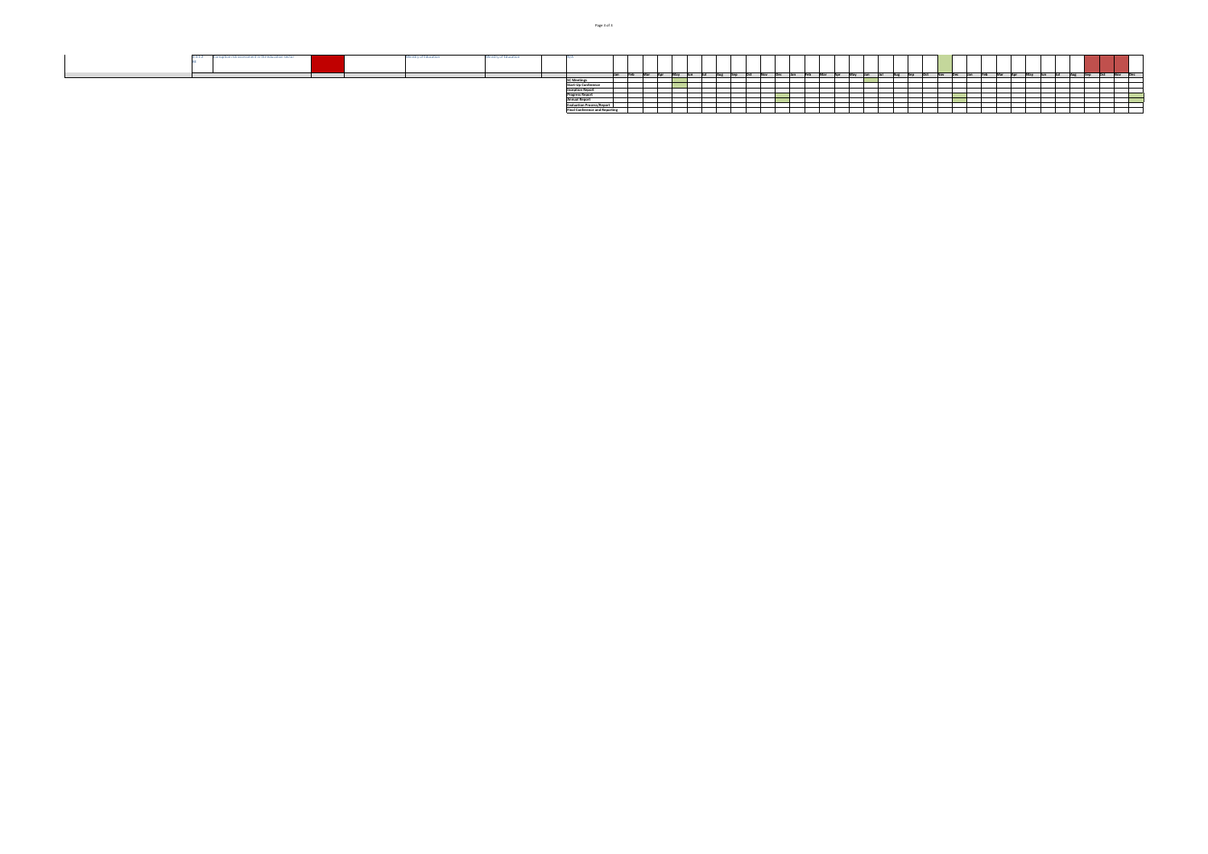| | | | | | | | | | | | | | | | | | | | | | | | | | | | | | | | | | | | | | | | | | | | | | | |
|---|---|---|---|---|---|---|---|---|---|---|---|---|---|---|---|---|---|---|---|---|---|---|---|---|---|---|---|---|---|---|---|---|---|---|---|---|---|---|---|---|---|---|---|---|---|
| | 4.3.1.2 | Corruption risk assessment in the education sector | | | Ministry of Education | Ministry of Education | | N/A | | | | | | | | | | | | | | | | | | | | | | | | | | | | | | | | | | | | | |
| | | | | | | | | | Jan | Feb | Mar | Apr | May | Jun | Jul | Aug | Sep | Oct | Nov | Dec | Jan | Feb | Mar | Apr | May | Jun | Jul | Aug | Sep | Oct | Nov | Dec | Jan | Feb | Mar | Apr | May | Jun | Jul | Aug | Sep | Oct | Nov | Dec |
| | | | | | | | | **SC Meetings** | | | | | | | | | | | | | | | | | | | | | | | | | | | | | | | | | | | | | |
| | | | | | | | | **Start Up Conference** | | | | | | | | | | | | | | | | | | | | | | | | | | | | | | | | | | | | | |
| | | | | | | | | **Inception Report** | | | | | | | | | | | | | | | | | | | | | | | | | | | | | | | | | | | | | |
| | | | | | | | | **Progress Report** | | | | | | | | | | | | | | | | | | | | | | | | | | | | | | | | | | | | | |
| | | | | | | | | **Annual Report** | | | | | | | | | | | | | | | | | | | | | | | | | | | | | | | | | | | | | |
| | | | | | | | | **Evaluation Process/Report** | | | | | | | | | | | | | | | | | | | | | | | | | | | | | | | | | | | | | |
| | | | | | | | | **Final Conference and Reporting** | | | | | | | | | | | | | | | | | | | | | | | | | | | | | | | | | | | | | |